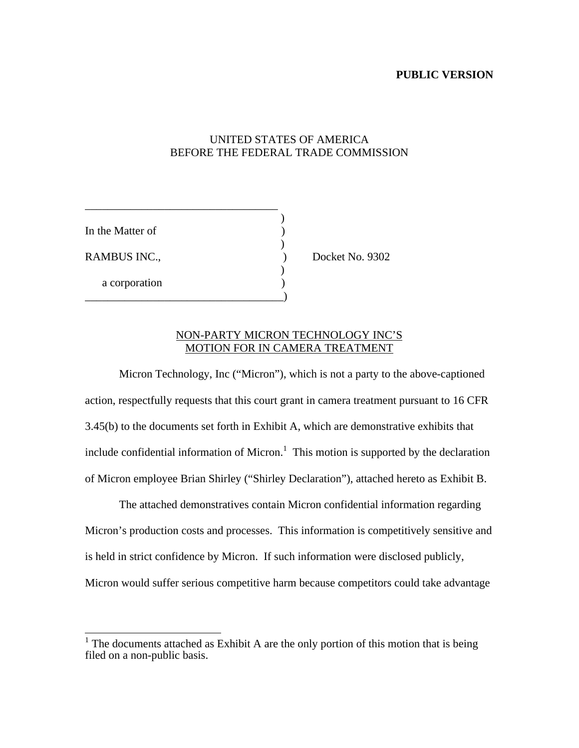**PUBLIC VERSION**

UNITED STATES OF AMERICA
BEFORE THE FEDERAL TRADE COMMISSION

| | | |
|---|---|---|
| In the Matter of | ) | |
| RAMBUS INC., | ) | Docket No. 9302 |
| a corporation | ) | |

NON-PARTY MICRON TECHNOLOGY INC'S
MOTION FOR IN CAMERA TREATMENT

Micron Technology, Inc ("Micron"), which is not a party to the above-captioned action, respectfully requests that this court grant in camera treatment pursuant to 16 CFR 3.45(b) to the documents set forth in Exhibit A, which are demonstrative exhibits that include confidential information of Micron.[1] This motion is supported by the declaration of Micron employee Brian Shirley ("Shirley Declaration"), attached hereto as Exhibit B.

The attached demonstratives contain Micron confidential information regarding Micron's production costs and processes. This information is competitively sensitive and is held in strict confidence by Micron. If such information were disclosed publicly, Micron would suffer serious competitive harm because competitors could take advantage

[1] The documents attached as Exhibit A are the only portion of this motion that is being filed on a non-public basis.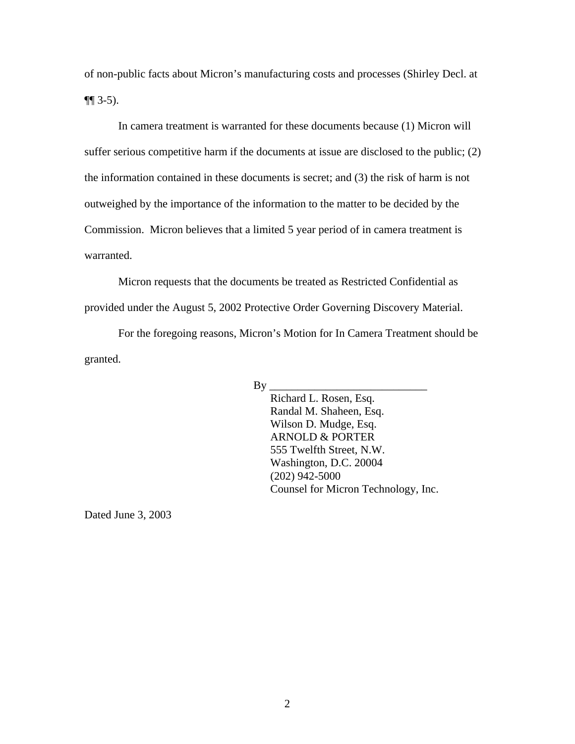of non-public facts about Micron's manufacturing costs and processes (Shirley Decl. at ¶¶ 3-5).

In camera treatment is warranted for these documents because (1) Micron will suffer serious competitive harm if the documents at issue are disclosed to the public; (2) the information contained in these documents is secret; and (3) the risk of harm is not outweighed by the importance of the information to the matter to be decided by the Commission. Micron believes that a limited 5 year period of in camera treatment is warranted.

Micron requests that the documents be treated as Restricted Confidential as provided under the August 5, 2002 Protective Order Governing Discovery Material.

For the foregoing reasons, Micron's Motion for In Camera Treatment should be granted.

By ____________________________

Richard L. Rosen, Esq.
Randal M. Shaheen, Esq.
Wilson D. Mudge, Esq.
ARNOLD & PORTER
555 Twelfth Street, N.W.
Washington, D.C. 20004
(202) 942-5000
Counsel for Micron Technology, Inc.

Dated June 3, 2003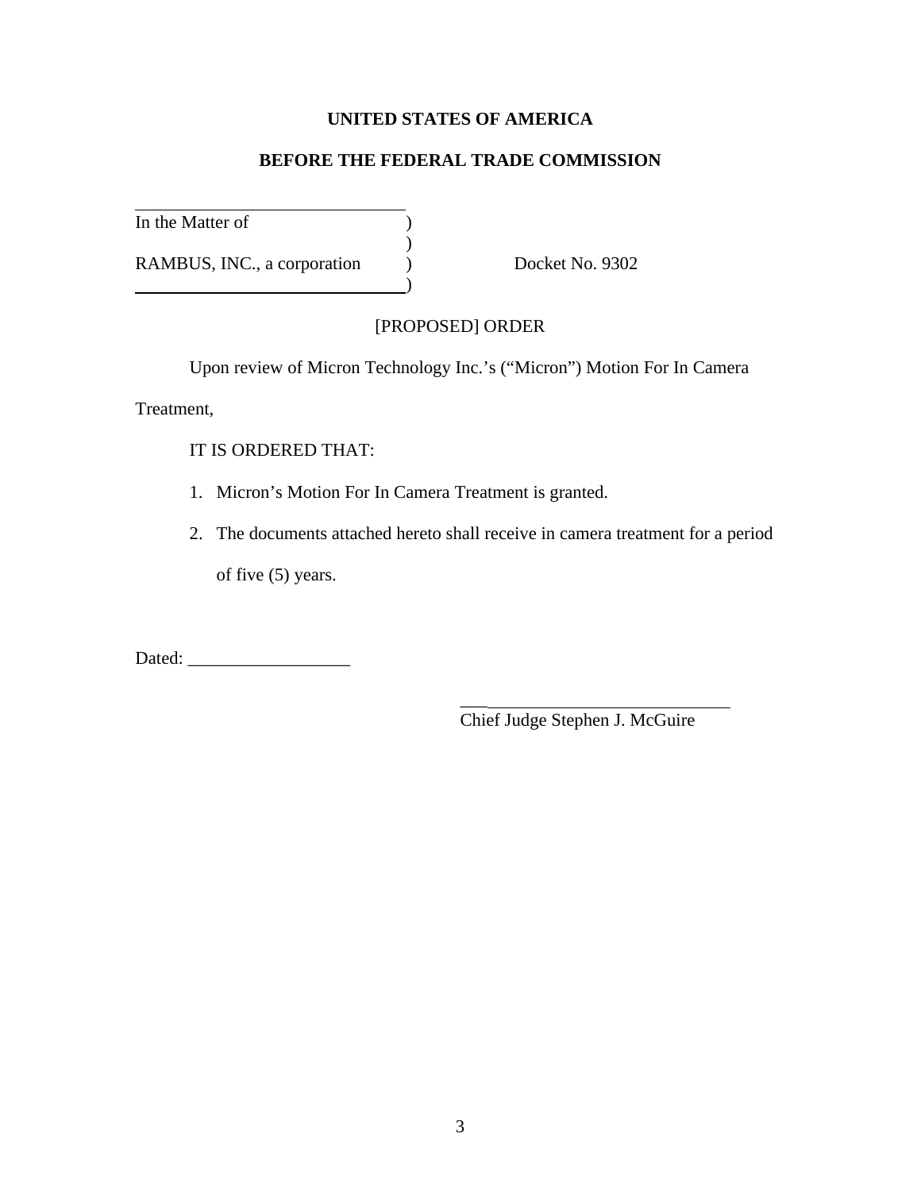**UNITED STATES OF AMERICA**

**BEFORE THE FEDERAL TRADE COMMISSION**

| | | |
|---|---|---|
| In the Matter of | ) | |
| | ) | |
| RAMBUS, INC., a corporation | ) | Docket No. 9302 |
| | ) | |

[PROPOSED] ORDER

Upon review of Micron Technology Inc.'s ("Micron") Motion For In Camera Treatment,

IT IS ORDERED THAT:

1. Micron's Motion For In Camera Treatment is granted.
2. The documents attached hereto shall receive in camera treatment for a period of five (5) years.

Dated: __________________

________________________________
Chief Judge Stephen J. McGuire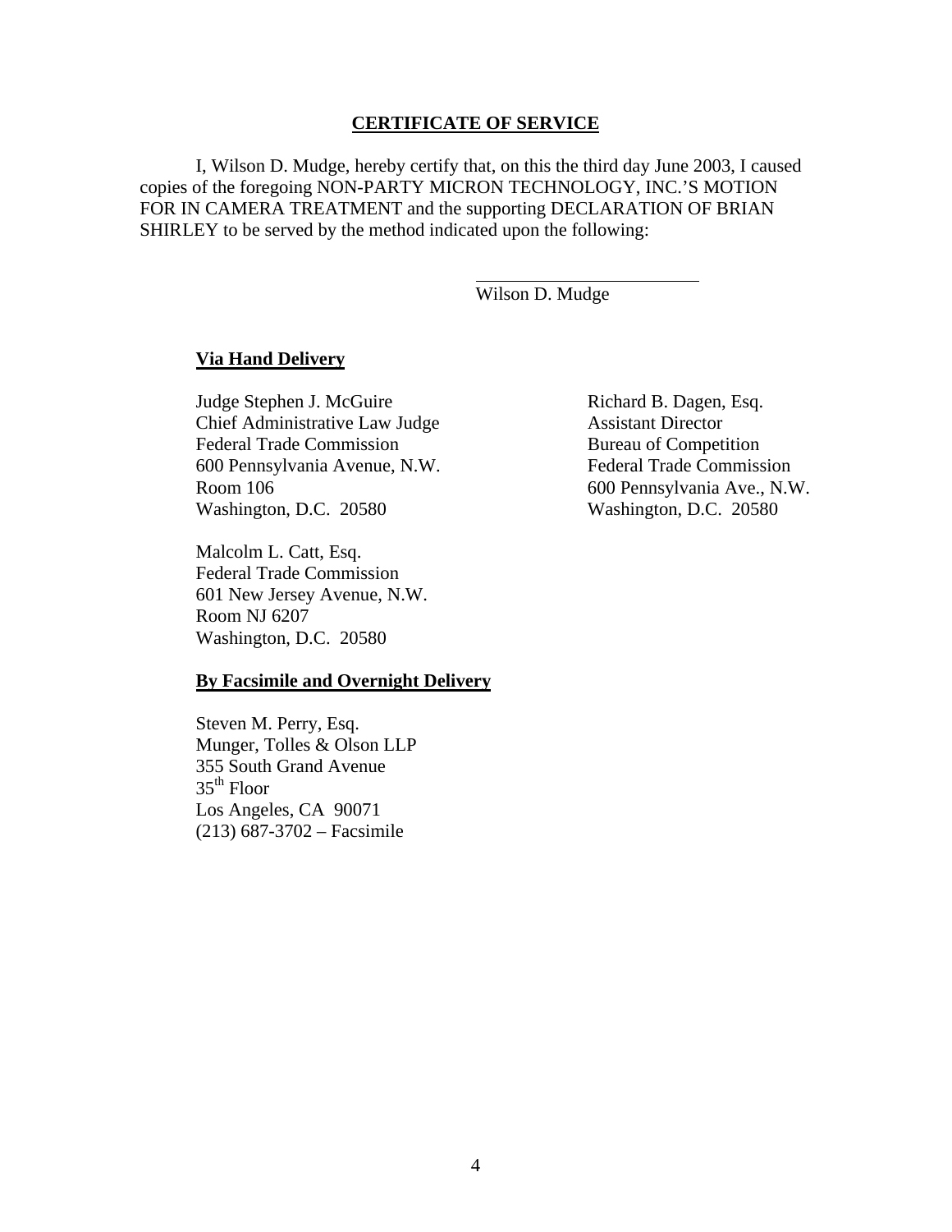## CERTIFICATE OF SERVICE

I, Wilson D. Mudge, hereby certify that, on this the third day June 2003, I caused copies of the foregoing NON-PARTY MICRON TECHNOLOGY, INC.'S MOTION FOR IN CAMERA TREATMENT and the supporting DECLARATION OF BRIAN SHIRLEY to be served by the method indicated upon the following:

\_\_\_\_\_\_\_\_\_\_\_\_\_\_\_\_\_\_\_\_\_\_\_\_\_\_
Wilson D. Mudge

**Via Hand Delivery**

Judge Stephen J. McGuire
Chief Administrative Law Judge
Federal Trade Commission
600 Pennsylvania Avenue, N.W.
Room 106
Washington, D.C. 20580

Richard B. Dagen, Esq.
Assistant Director
Bureau of Competition
Federal Trade Commission
600 Pennsylvania Ave., N.W.
Washington, D.C. 20580

Malcolm L. Catt, Esq.
Federal Trade Commission
601 New Jersey Avenue, N.W.
Room NJ 6207
Washington, D.C. 20580

**By Facsimile and Overnight Delivery**

Steven M. Perry, Esq.
Munger, Tolles & Olson LLP
355 South Grand Avenue
35th Floor
Los Angeles, CA 90071
(213) 687-3702 – Facsimile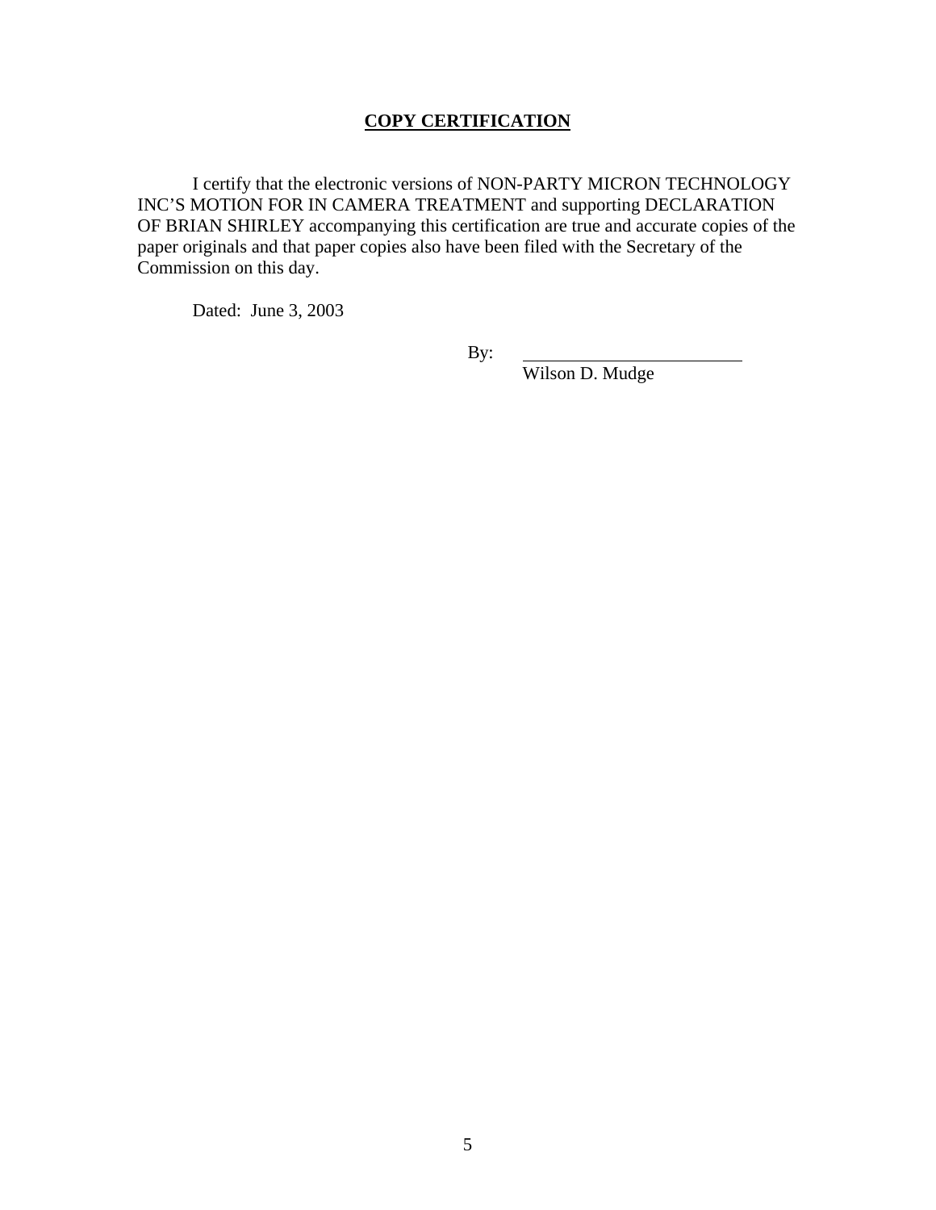**COPY CERTIFICATION**

I certify that the electronic versions of NON-PARTY MICRON TECHNOLOGY INC'S MOTION FOR IN CAMERA TREATMENT and supporting DECLARATION OF BRIAN SHIRLEY accompanying this certification are true and accurate copies of the paper originals and that paper copies also have been filed with the Secretary of the Commission on this day.

Dated: June 3, 2003

By: ________________________
Wilson D. Mudge